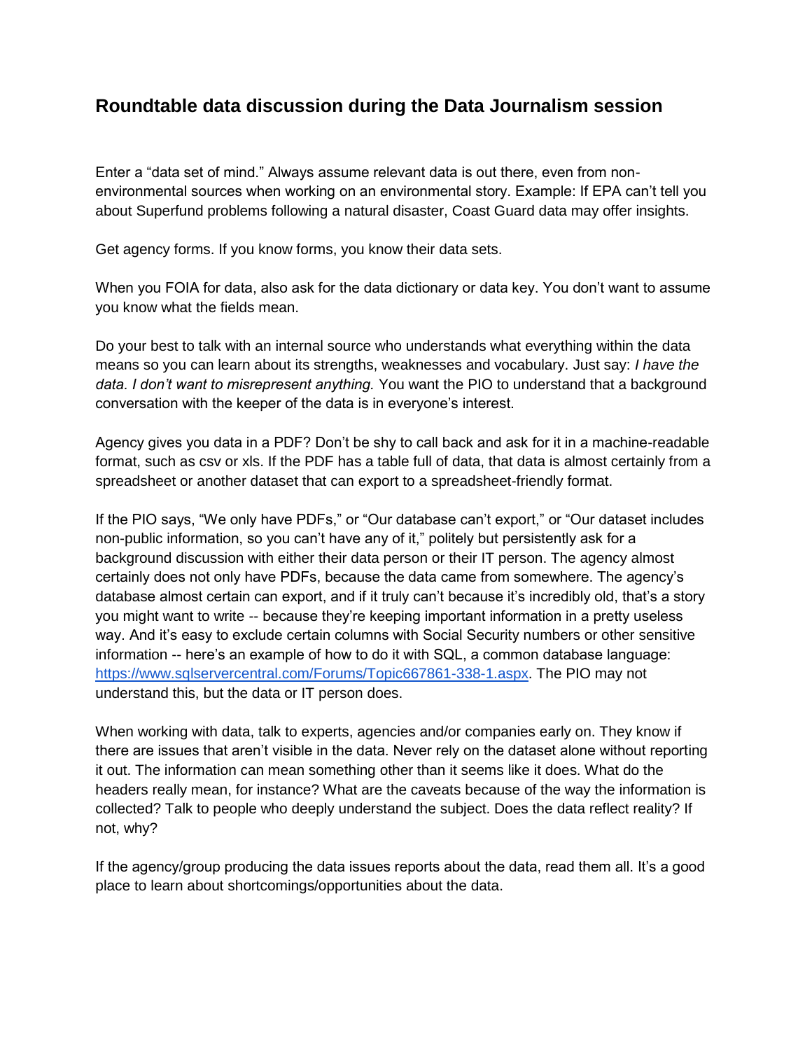# Roundtable data discussion during the Data Journalism session

Enter a "data set of mind." Always assume relevant data is out there, even from non-environmental sources when working on an environmental story. Example: If EPA can't tell you about Superfund problems following a natural disaster, Coast Guard data may offer insights.

Get agency forms. If you know forms, you know their data sets.

When you FOIA for data, also ask for the data dictionary or data key. You don't want to assume you know what the fields mean.

Do your best to talk with an internal source who understands what everything within the data means so you can learn about its strengths, weaknesses and vocabulary. Just say: *I have the data. I don't want to misrepresent anything.* You want the PIO to understand that a background conversation with the keeper of the data is in everyone's interest.

Agency gives you data in a PDF? Don't be shy to call back and ask for it in a machine-readable format, such as csv or xls. If the PDF has a table full of data, that data is almost certainly from a spreadsheet or another dataset that can export to a spreadsheet-friendly format.

If the PIO says, "We only have PDFs," or "Our database can't export," or "Our dataset includes non-public information, so you can't have any of it," politely but persistently ask for a background discussion with either their data person or their IT person. The agency almost certainly does not only have PDFs, because the data came from somewhere. The agency's database almost certain can export, and if it truly can't because it's incredibly old, that's a story you might want to write -- because they're keeping important information in a pretty useless way. And it's easy to exclude certain columns with Social Security numbers or other sensitive information -- here's an example of how to do it with SQL, a common database language: [https://www.sqlservercentral.com/Forums/Topic667861-338-1.aspx](https://www.sqlservercentral.com/Forums/Topic667861-338-1.aspx). The PIO may not understand this, but the data or IT person does.

When working with data, talk to experts, agencies and/or companies early on. They know if there are issues that aren't visible in the data. Never rely on the dataset alone without reporting it out. The information can mean something other than it seems like it does. What do the headers really mean, for instance? What are the caveats because of the way the information is collected? Talk to people who deeply understand the subject. Does the data reflect reality? If not, why?

If the agency/group producing the data issues reports about the data, read them all. It's a good place to learn about shortcomings/opportunities about the data.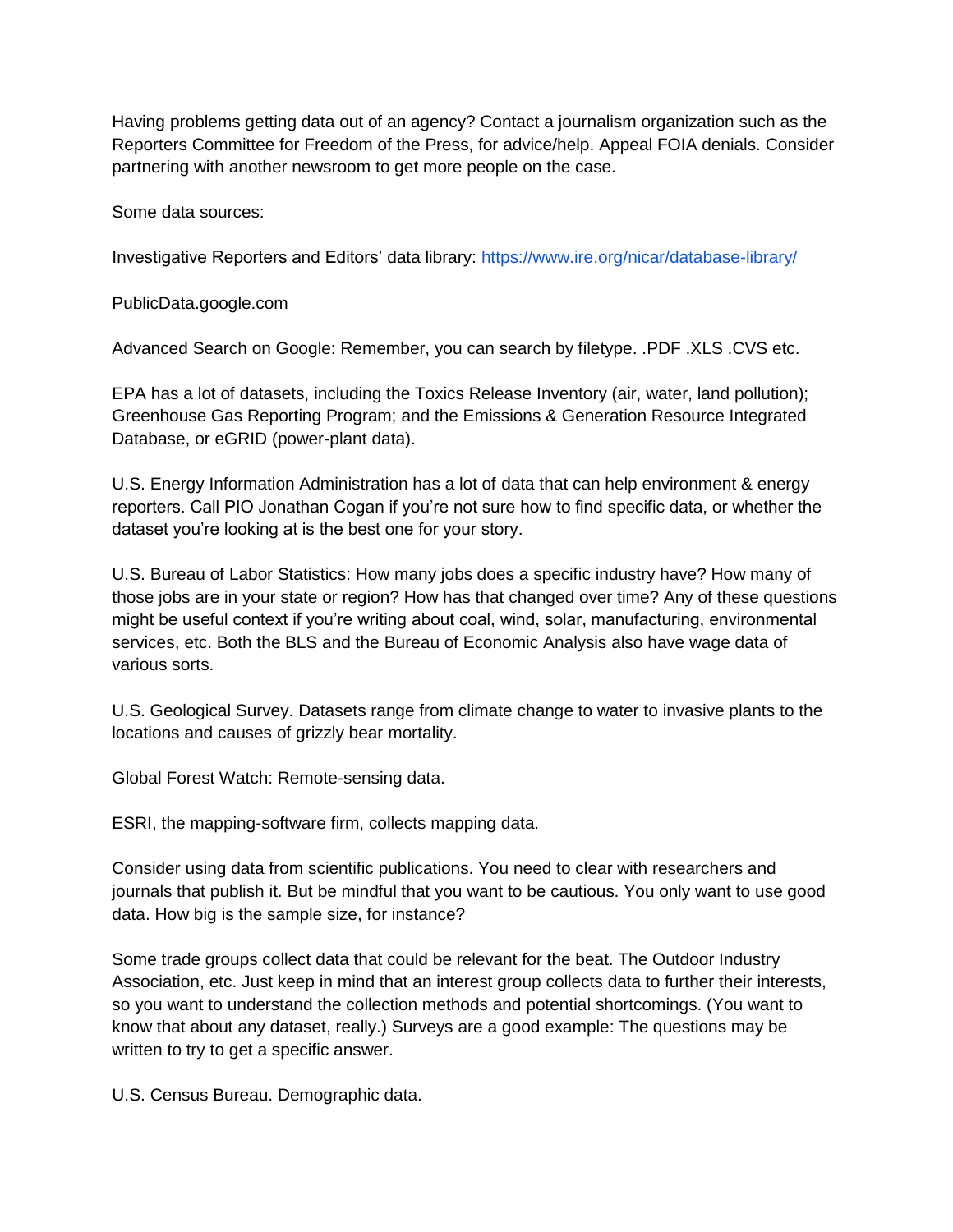Having problems getting data out of an agency? Contact a journalism organization such as the Reporters Committee for Freedom of the Press, for advice/help. Appeal FOIA denials. Consider partnering with another newsroom to get more people on the case.

Some data sources:

Investigative Reporters and Editors' data library: https://www.ire.org/nicar/database-library/

PublicData.google.com

Advanced Search on Google: Remember, you can search by filetype. .PDF .XLS .CVS etc.

EPA has a lot of datasets, including the Toxics Release Inventory (air, water, land pollution); Greenhouse Gas Reporting Program; and the Emissions & Generation Resource Integrated Database, or eGRID (power-plant data).

U.S. Energy Information Administration has a lot of data that can help environment & energy reporters. Call PIO Jonathan Cogan if you're not sure how to find specific data, or whether the dataset you're looking at is the best one for your story.

U.S. Bureau of Labor Statistics: How many jobs does a specific industry have? How many of those jobs are in your state or region? How has that changed over time? Any of these questions might be useful context if you're writing about coal, wind, solar, manufacturing, environmental services, etc. Both the BLS and the Bureau of Economic Analysis also have wage data of various sorts.

U.S. Geological Survey. Datasets range from climate change to water to invasive plants to the locations and causes of grizzly bear mortality.

Global Forest Watch: Remote-sensing data.

ESRI, the mapping-software firm, collects mapping data.

Consider using data from scientific publications. You need to clear with researchers and journals that publish it. But be mindful that you want to be cautious. You only want to use good data. How big is the sample size, for instance?

Some trade groups collect data that could be relevant for the beat. The Outdoor Industry Association, etc. Just keep in mind that an interest group collects data to further their interests, so you want to understand the collection methods and potential shortcomings. (You want to know that about any dataset, really.) Surveys are a good example: The questions may be written to try to get a specific answer.

U.S. Census Bureau. Demographic data.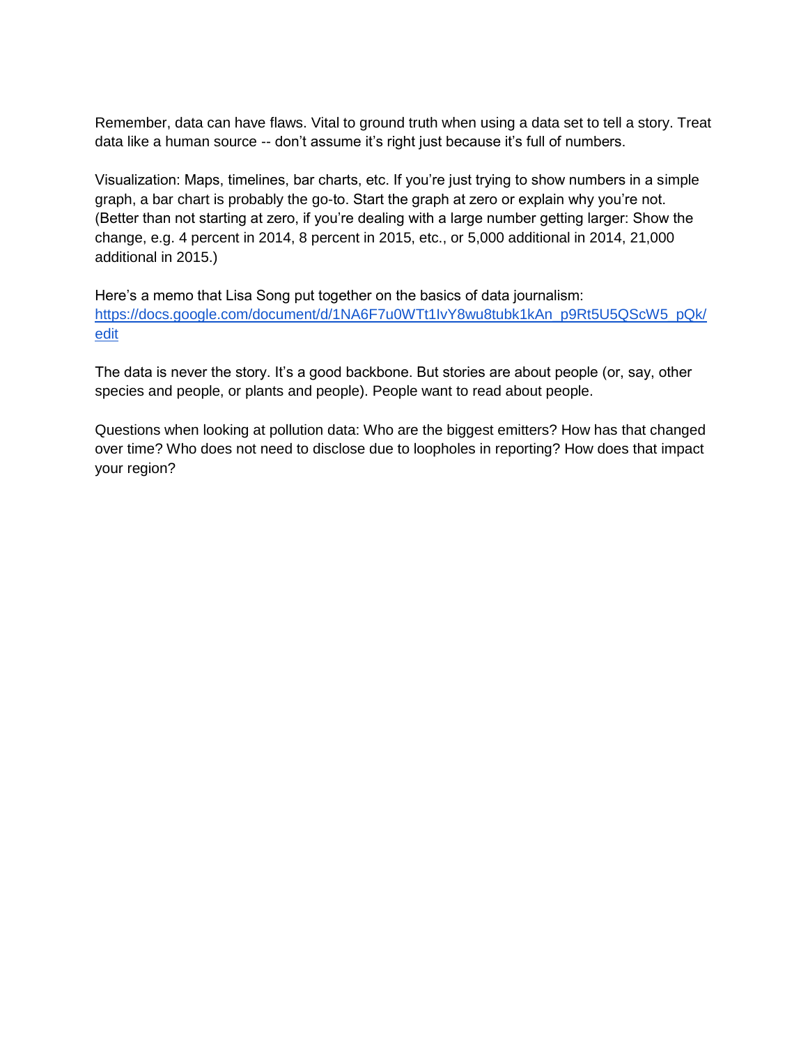Remember, data can have flaws. Vital to ground truth when using a data set to tell a story. Treat data like a human source -- don't assume it's right just because it's full of numbers.

Visualization: Maps, timelines, bar charts, etc. If you're just trying to show numbers in a simple graph, a bar chart is probably the go-to. Start the graph at zero or explain why you're not. (Better than not starting at zero, if you're dealing with a large number getting larger: Show the change, e.g. 4 percent in 2014, 8 percent in 2015, etc., or 5,000 additional in 2014, 21,000 additional in 2015.)

Here's a memo that Lisa Song put together on the basics of data journalism: [https://docs.google.com/document/d/1NA6F7u0WTt1IvY8wu8tubk1kAn_p9Rt5U5QScW5_pQk/edit](https://docs.google.com/document/d/1NA6F7u0WTt1IvY8wu8tubk1kAn_p9Rt5U5QScW5_pQk/edit)

The data is never the story. It's a good backbone. But stories are about people (or, say, other species and people, or plants and people). People want to read about people.

Questions when looking at pollution data: Who are the biggest emitters? How has that changed over time? Who does not need to disclose due to loopholes in reporting? How does that impact your region?